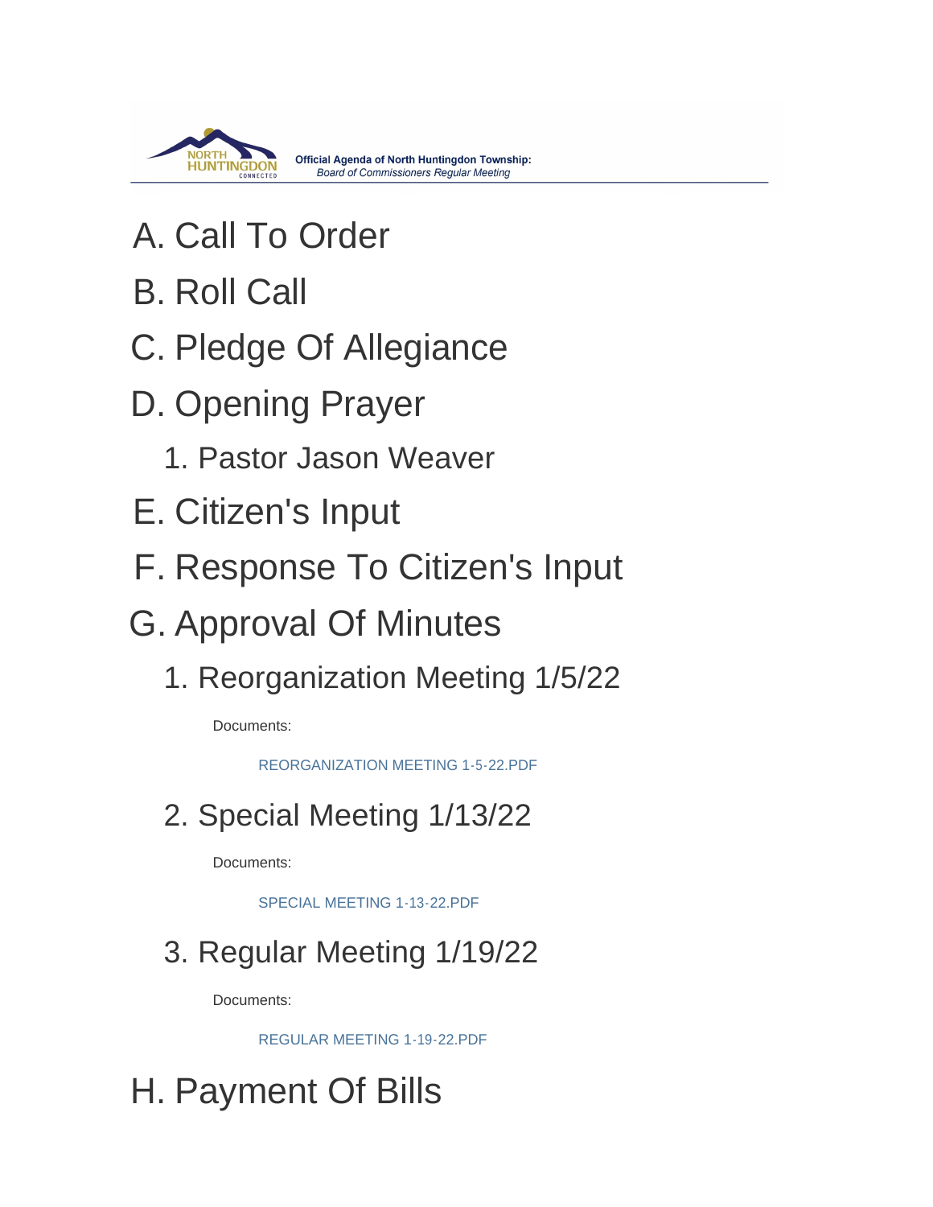**Official Agenda of North Huntingdon Township:**
*Board of Commissioners Regular Meeting*

# A. Call To Order

# B. Roll Call

# C. Pledge Of Allegiance

# D. Opening Prayer

## 1. Pastor Jason Weaver

# E. Citizen's Input

# F. Response To Citizen's Input

# G. Approval Of Minutes

## 1. Reorganization Meeting 1/5/22

Documents:

REORGANIZATION MEETING 1-5-22.PDF

## 2. Special Meeting 1/13/22

Documents:

SPECIAL MEETING 1-13-22.PDF

## 3. Regular Meeting 1/19/22

Documents:

REGULAR MEETING 1-19-22.PDF

# H. Payment Of Bills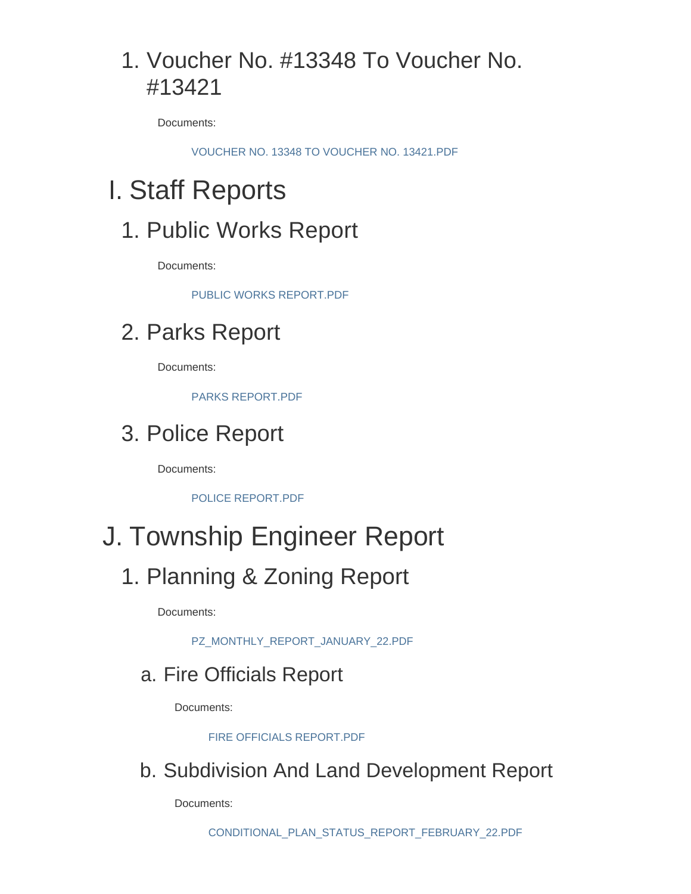### 1. Voucher No. #13348 To Voucher No. #13421

Documents:

VOUCHER NO. 13348 TO VOUCHER NO. 13421.PDF

## I. Staff Reports

### 1. Public Works Report

Documents:

PUBLIC WORKS REPORT.PDF

### 2. Parks Report

Documents:

PARKS REPORT.PDF

### 3. Police Report

Documents:

POLICE REPORT.PDF

## J. Township Engineer Report

### 1. Planning & Zoning Report

Documents:

PZ_MONTHLY_REPORT_JANUARY_22.PDF

#### a. Fire Officials Report

Documents:

FIRE OFFICIALS REPORT.PDF

#### b. Subdivision And Land Development Report

Documents:

CONDITIONAL_PLAN_STATUS_REPORT_FEBRUARY_22.PDF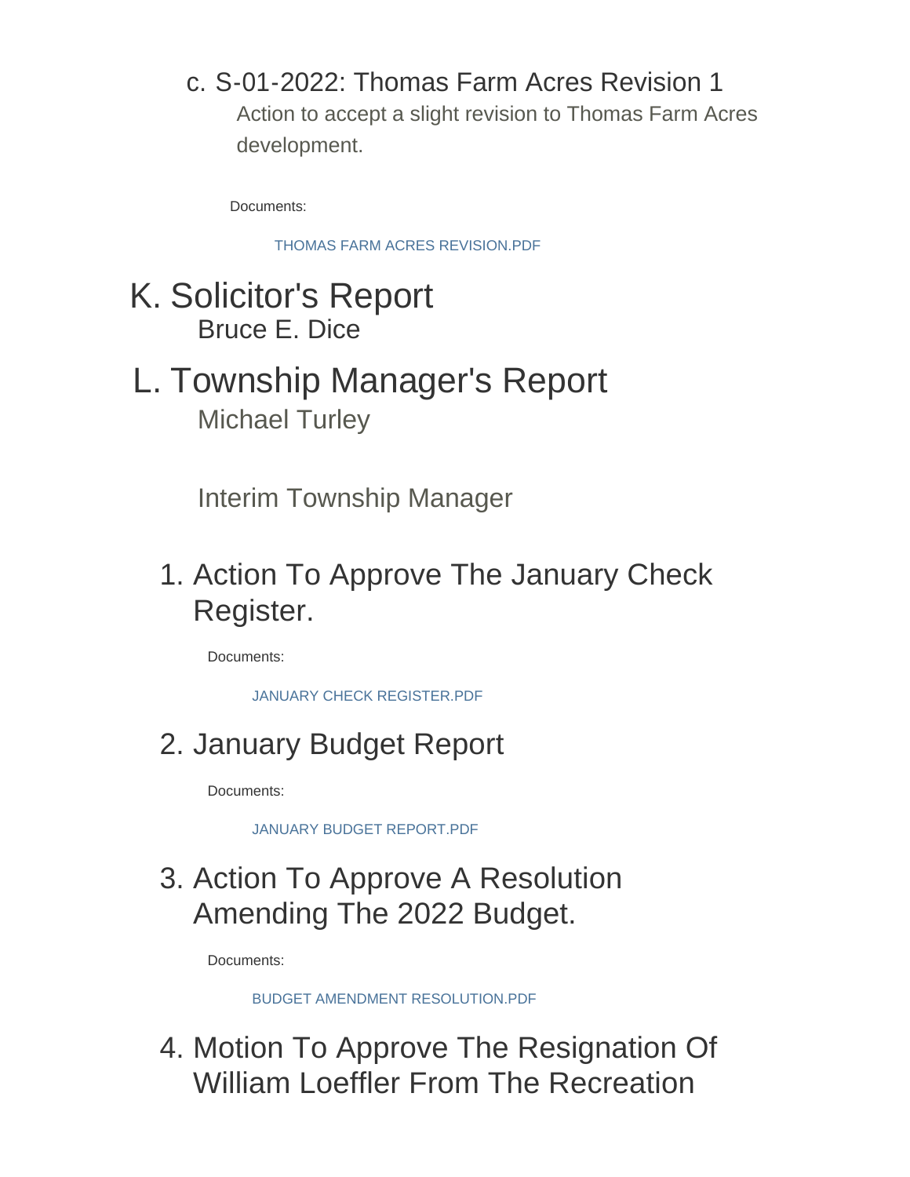c. S-01-2022: Thomas Farm Acres Revision 1

Action to accept a slight revision to Thomas Farm Acres development.

Documents:

THOMAS FARM ACRES REVISION.PDF

## K. Solicitor's Report

Bruce E. Dice

## L. Township Manager's Report

Michael Turley

Interim Township Manager

### 1. Action To Approve The January Check Register.

Documents:

JANUARY CHECK REGISTER.PDF

### 2. January Budget Report

Documents:

JANUARY BUDGET REPORT.PDF

### 3. Action To Approve A Resolution Amending The 2022 Budget.

Documents:

BUDGET AMENDMENT RESOLUTION.PDF

### 4. Motion To Approve The Resignation Of William Loeffler From The Recreation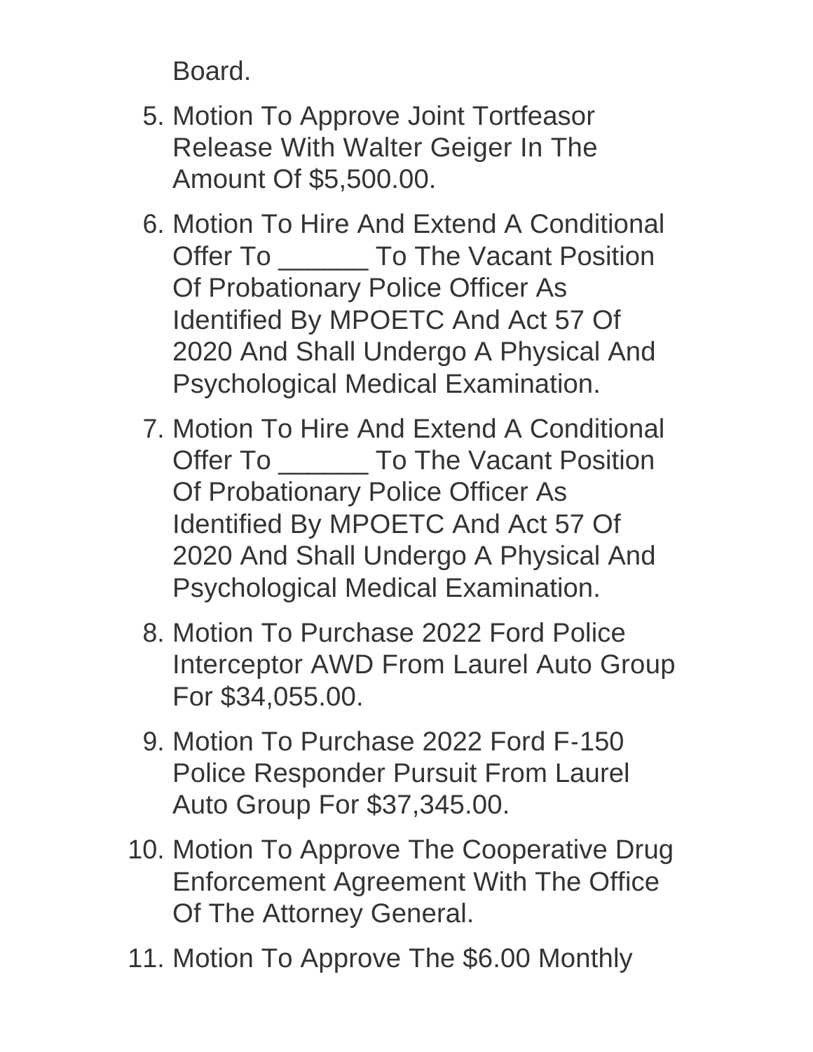Board.

5. Motion To Approve Joint Tortfeasor Release With Walter Geiger In The Amount Of $5,500.00.
6. Motion To Hire And Extend A Conditional Offer To ______ To The Vacant Position Of Probationary Police Officer As Identified By MPOETC And Act 57 Of 2020 And Shall Undergo A Physical And Psychological Medical Examination.
7. Motion To Hire And Extend A Conditional Offer To ______ To The Vacant Position Of Probationary Police Officer As Identified By MPOETC And Act 57 Of 2020 And Shall Undergo A Physical And Psychological Medical Examination.
8. Motion To Purchase 2022 Ford Police Interceptor AWD From Laurel Auto Group For $34,055.00.
9. Motion To Purchase 2022 Ford F-150 Police Responder Pursuit From Laurel Auto Group For $37,345.00.
10. Motion To Approve The Cooperative Drug Enforcement Agreement With The Office Of The Attorney General.
11. Motion To Approve The $6.00 Monthly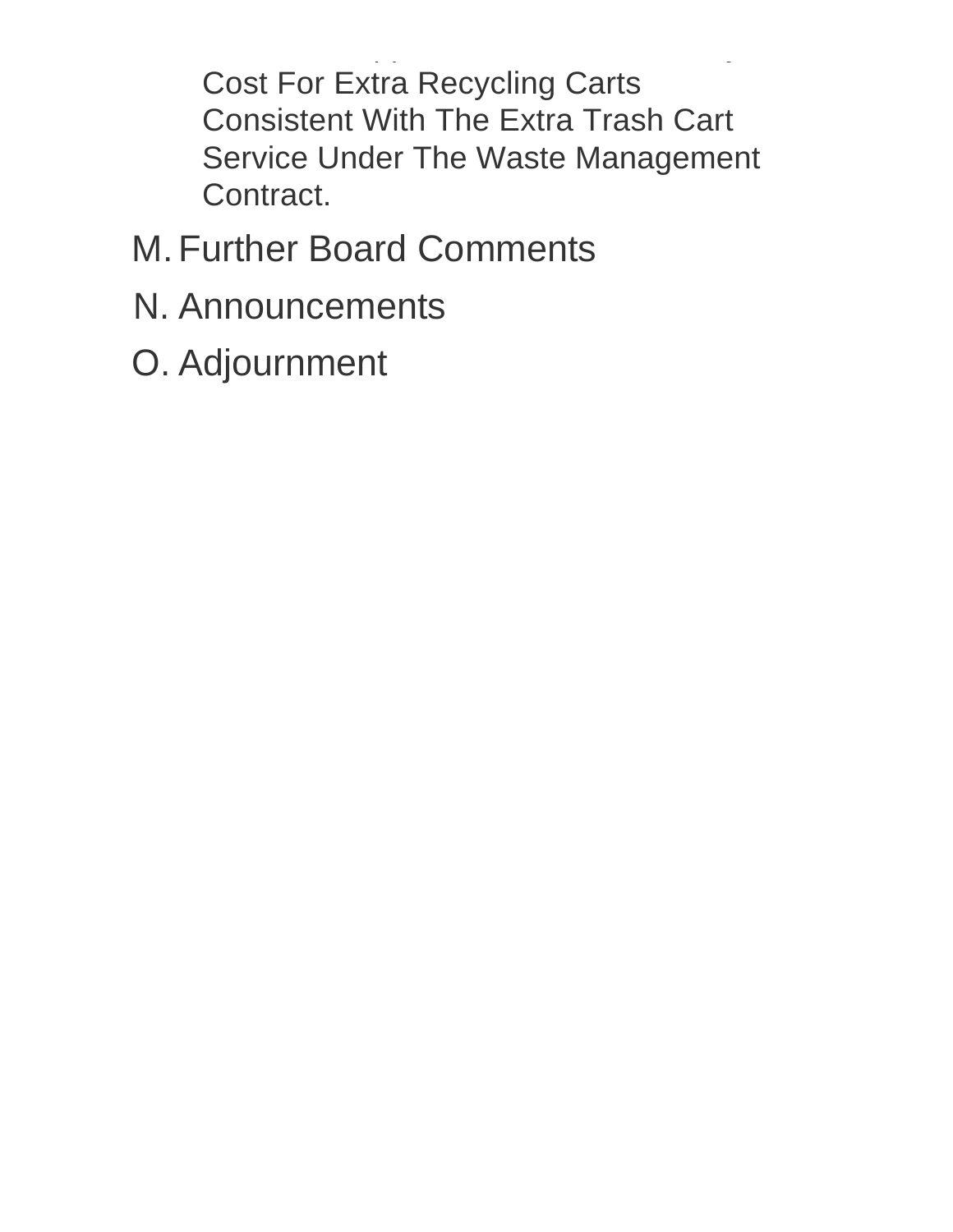Cost For Extra Recycling Carts Consistent With The Extra Trash Cart Service Under The Waste Management Contract.

M. Further Board Comments

N. Announcements

O. Adjournment